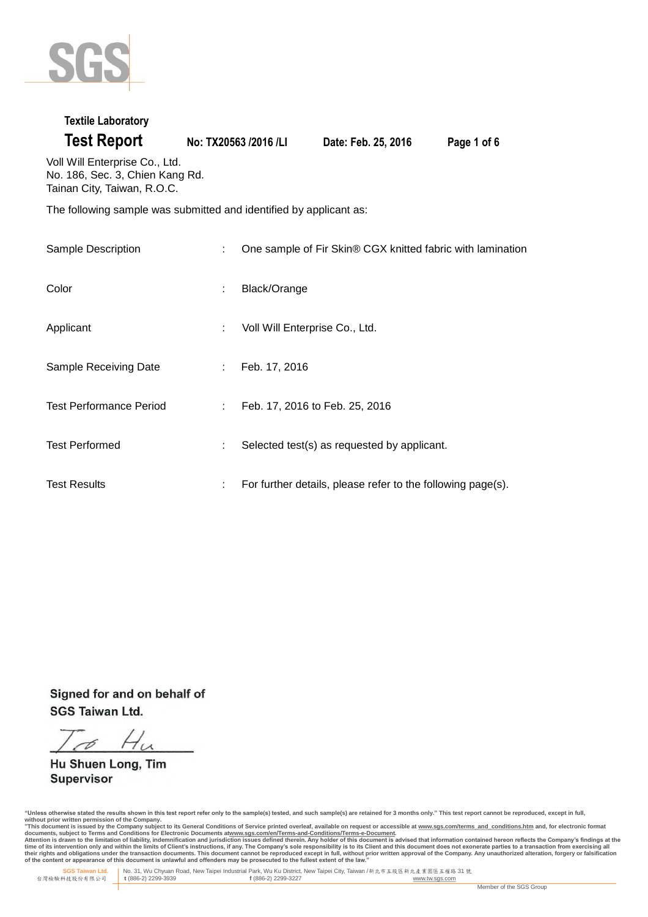Textile Laboratory

# Test Report

**No: TX20563 /2016 /LI** **Date: Feb. 25, 2016**

Voll Will Enterprise Co., Ltd.
No. 186, Sec. 3, Chien Kang Rd.
Tainan City, Taiwan, R.O.C.

The following sample was submitted and identified by applicant as:

| | | |
|---|---|---|
| Sample Description | : | One sample of Fir Skin® CGX knitted fabric with lamination |
| Color | : | Black/Orange |
| Applicant | : | Voll Will Enterprise Co., Ltd. |
| Sample Receiving Date | : | Feb. 17, 2016 |
| Test Performance Period | : | Feb. 17, 2016 to Feb. 25, 2016 |
| Test Performed | : | Selected test(s) as requested by applicant. |
| Test Results | : | For further details, please refer to the following page(s). |

**Signed for and on behalf of**
**SGS Taiwan Ltd.**

**Hu Shuen Long, Tim**
**Supervisor**

"Unless otherwise stated the results shown in this test report refer only to the sample(s) tested, and such sample(s) are retained for 3 months only." This test report cannot be reproduced, except in full, without prior written permission of the Company.
"This document is issued by the Company subject to its General Conditions of Service printed overleaf, available on request or accessible at www.sgs.com/terms_and_conditions.htm and, for electronic format documents, subject to Terms and Conditions for Electronic Documents at www.sgs.com/en/Terms-and-Conditions/Terms-e-Document.
Attention is drawn to the limitation of liability, indemnification and jurisdiction issues defined therein. Any holder of this document is advised that information contained hereon reflects the Company's findings at the time of its intervention only and within the limits of Client's instructions, if any. The Company's sole responsibility is to its Client and this document does not exonerate parties to a transaction from exercising all their rights and obligations under the transaction documents. This document cannot be reproduced except in full, without prior written approval of the Company. Any unauthorized alteration, forgery or falsification of the content or appearance of this document is unlawful and offenders may be prosecuted to the fullest extent of the law."

SGS Taiwan Ltd. 台灣檢驗科技股份有限公司 | No. 31, Wu Chyuan Road, New Taipei Industrial Park, Wu Ku District, New Taipei City, Taiwan /新北市五股區新北產業園區五權路 31 號 t (886-2) 2299-3939 f (886-2) 2299-3227 www.tw.sgs.com

Member of the SGS Group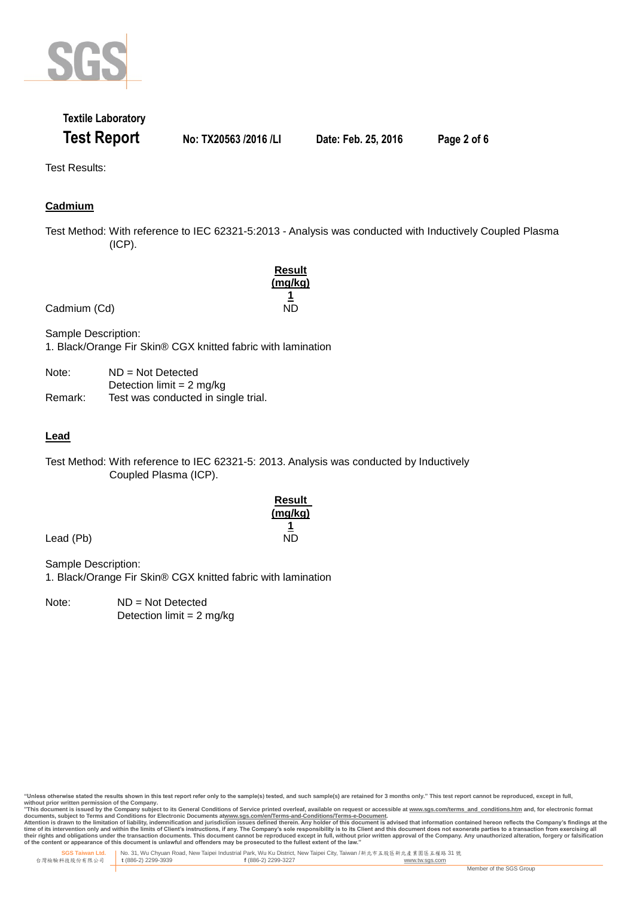Textile Laboratory

**Test Report** No: TX20563 /2016 /LI Date: Feb. 25, 2016

Test Results:

**Cadmium**

Test Method: With reference to IEC 62321-5:2013 - Analysis was conducted with Inductively Coupled Plasma (ICP).

| | Result (mg/kg) |
|---|---|
| | 1 |
| Cadmium (Cd) | ND |

Sample Description:
1. Black/Orange Fir Skin® CGX knitted fabric with lamination

Note: ND = Not Detected
Detection limit = 2 mg/kg
Remark: Test was conducted in single trial.

**Lead**

Test Method: With reference to IEC 62321-5: 2013. Analysis was conducted by Inductively Coupled Plasma (ICP).

| | Result (mg/kg) |
|---|---|
| | 1 |
| Lead (Pb) | ND |

Sample Description:
1. Black/Orange Fir Skin® CGX knitted fabric with lamination

Note: ND = Not Detected
Detection limit = 2 mg/kg

"Unless otherwise stated the results shown in this test report refer only to the sample(s) tested, and such sample(s) are retained for 3 months only." This test report cannot be reproduced, except in full, without prior written permission of the Company.
"This document is issued by the Company subject to its General Conditions of Service printed overleaf, available on request or accessible at www.sgs.com/terms_and_conditions.htm and, for electronic format documents, subject to Terms and Conditions for Electronic Documents atwww.sgs.com/en/Terms-and-Conditions/Terms-e-Document.
Attention is drawn to the limitation of liability, indemnification and jurisdiction issues defined therein. Any holder of this document is advised that information contained hereon reflects the Company's findings at the time of its intervention only and within the limits of Client's instructions, if any. The Company's sole responsibility is to its Client and this document does not exonerate parties to a transaction from exercising all their rights and obligations under the transaction documents. This document cannot be reproduced except in full, without prior written approval of the Company. Any unauthorized alteration, forgery or falsification of the content or appearance of this document is unlawful and offenders may be prosecuted to the fullest extent of the law."

SGS Taiwan Ltd. 台灣檢驗科技股份有限公司 | No. 31, Wu Chyuan Road, New Taipei Industrial Park, Wu Ku District, New Taipei City, Taiwan /新北市五股區新北產業園區五權路 31 號
t (886-2) 2299-3939 f (886-2) 2299-3227 www.tw.sgs.com

Member of the SGS Group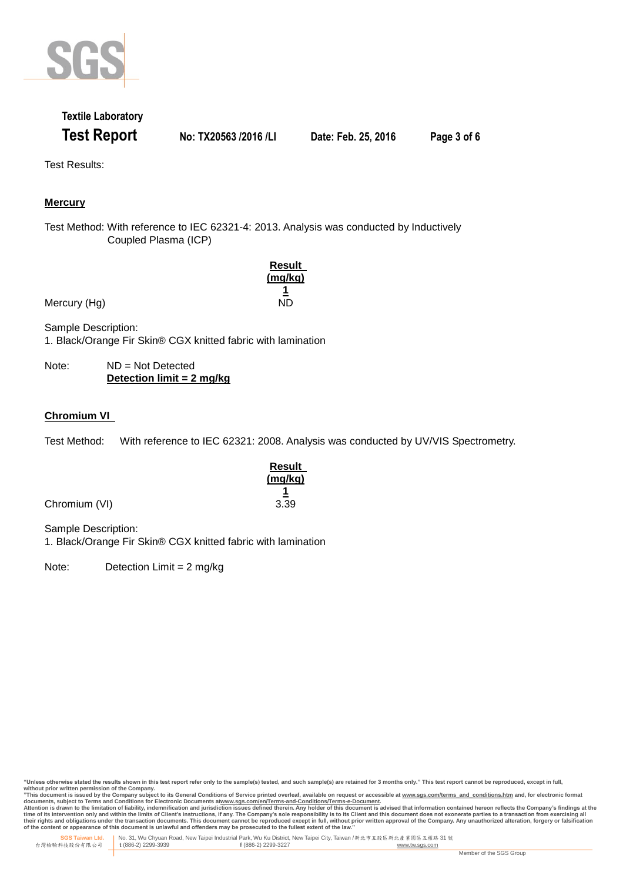Test Results:

**Mercury**

Test Method: With reference to IEC 62321-4: 2013. Analysis was conducted by Inductively Coupled Plasma (ICP)

| | Result (mg/kg) |
|---|---|
| | 1 |
| Mercury (Hg) | ND |

Sample Description:
1. Black/Orange Fir Skin® CGX knitted fabric with lamination

Note: ND = Not Detected
**Detection limit = 2 mg/kg**

**Chromium VI**

Test Method: With reference to IEC 62321: 2008. Analysis was conducted by UV/VIS Spectrometry.

| | Result (mg/kg) |
|---|---|
| | 1 |
| Chromium (VI) | 3.39 |

Sample Description:
1. Black/Orange Fir Skin® CGX knitted fabric with lamination

Note: Detection Limit = 2 mg/kg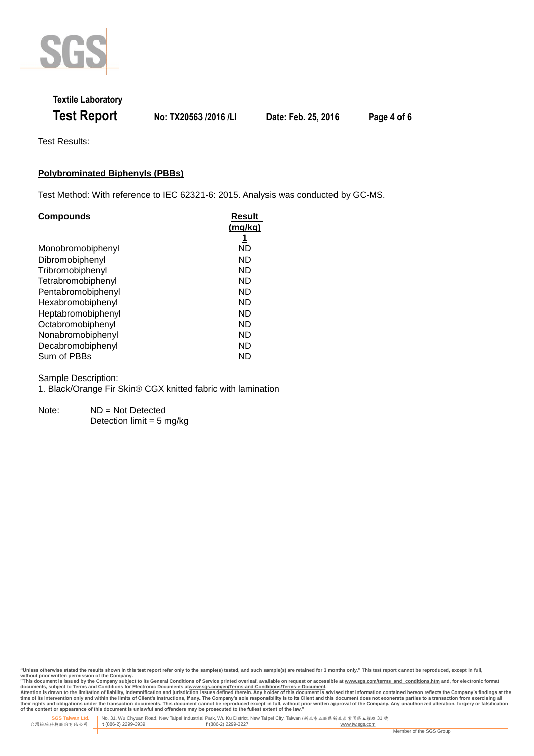Test Results:

## Polybrominated Biphenyls (PBBs)

Test Method: With reference to IEC 62321-6: 2015. Analysis was conducted by GC-MS.

| Compounds | Result (mg/kg) |
|---|---|
| | 1 |
| Monobromobiphenyl | ND |
| Dibromobiphenyl | ND |
| Tribromobiphenyl | ND |
| Tetrabromobiphenyl | ND |
| Pentabromobiphenyl | ND |
| Hexabromobiphenyl | ND |
| Heptabromobiphenyl | ND |
| Octabromobiphenyl | ND |
| Nonabromobiphenyl | ND |
| Decabromobiphenyl | ND |
| Sum of PBBs | ND |

Sample Description:

1. Black/Orange Fir Skin® CGX knitted fabric with lamination

Note: ND = Not Detected
Detection limit = 5 mg/kg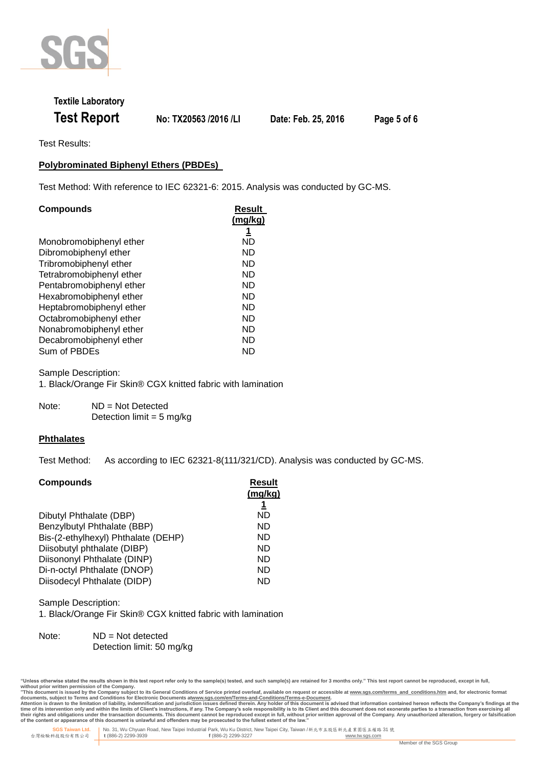Test Results:

**Polybrominated Biphenyl Ethers (PBDEs)**

Test Method: With reference to IEC 62321-6: 2015. Analysis was conducted by GC-MS.

| Compounds | Result (mg/kg) |
|---|---|
| | 1 |
| Monobromobiphenyl ether | ND |
| Dibromobiphenyl ether | ND |
| Tribromobiphenyl ether | ND |
| Tetrabromobiphenyl ether | ND |
| Pentabromobiphenyl ether | ND |
| Hexabromobiphenyl ether | ND |
| Heptabromobiphenyl ether | ND |
| Octabromobiphenyl ether | ND |
| Nonabromobiphenyl ether | ND |
| Decabromobiphenyl ether | ND |
| Sum of PBDEs | ND |

Sample Description:

1. Black/Orange Fir Skin® CGX knitted fabric with lamination

Note: ND = Not Detected
Detection limit = 5 mg/kg

**Phthalates**

Test Method: As according to IEC 62321-8(111/321/CD). Analysis was conducted by GC-MS.

| Compounds | Result (mg/kg) |
|---|---|
| | 1 |
| Dibutyl Phthalate (DBP) | ND |
| Benzylbutyl Phthalate (BBP) | ND |
| Bis-(2-ethylhexyl) Phthalate (DEHP) | ND |
| Diisobutyl phthalate (DIBP) | ND |
| Diisononyl Phthalate (DINP) | ND |
| Di-n-octyl Phthalate (DNOP) | ND |
| Diisodecyl Phthalate (DIDP) | ND |

Sample Description:

1. Black/Orange Fir Skin® CGX knitted fabric with lamination

Note: ND = Not detected
Detection limit: 50 mg/kg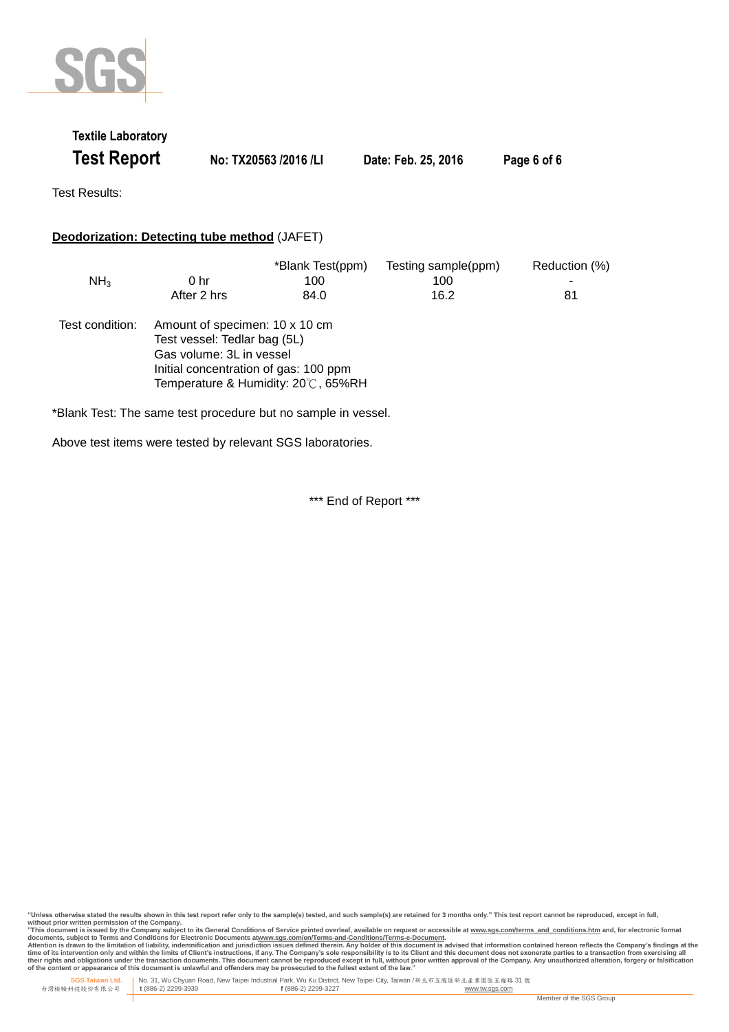Test Results:

**<u>Deodorization: Detecting tube method</u>** (JAFET)

| | | *Blank Test(ppm) | Testing sample(ppm) | Reduction (%) |
|---|---|---|---|---|
| $NH_3$ | 0 hr | 100 | 100 | - |
| | After 2 hrs | 84.0 | 16.2 | 81 |

Test condition:
- Amount of specimen: 10 x 10 cm
- Test vessel: Tedlar bag (5L)
- Gas volume: 3L in vessel
- Initial concentration of gas: 100 ppm
- Temperature & Humidity: 20℃, 65%RH

*Blank Test: The same test procedure but no sample in vessel.

Above test items were tested by relevant SGS laboratories.

\*\*\* End of Report \*\*\*